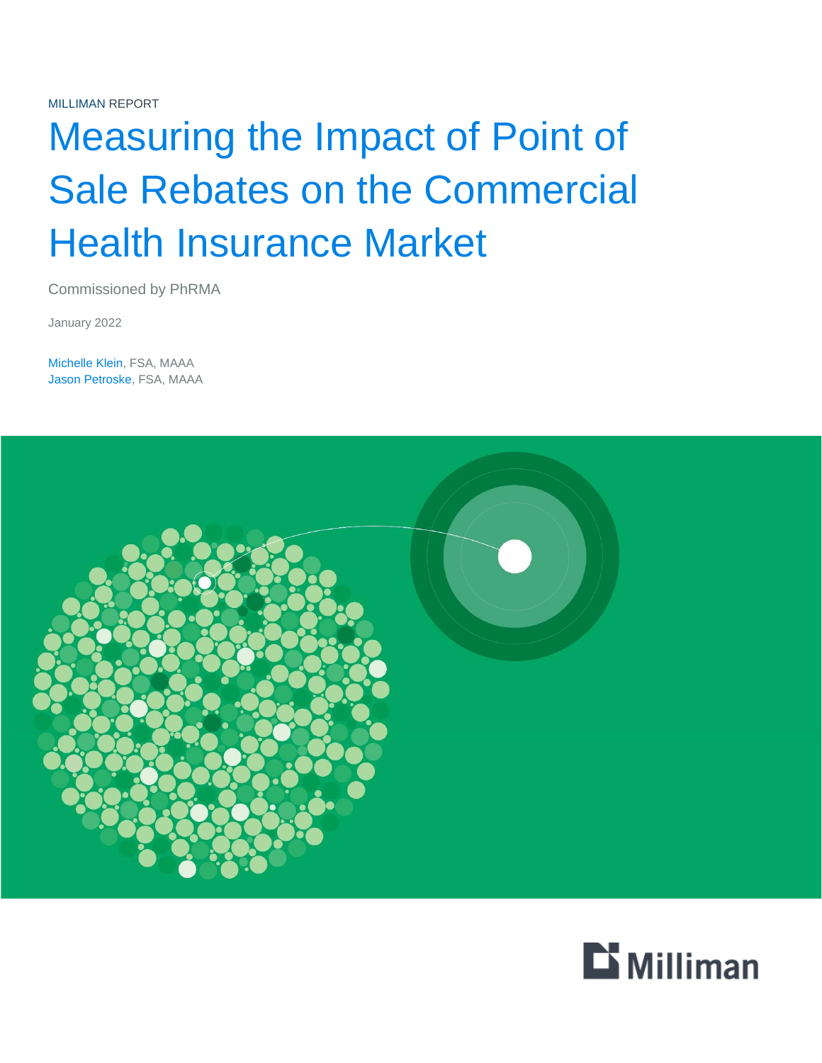MILLIMAN REPORT

# Measuring the Impact of Point of Sale Rebates on the Commercial Health Insurance Market

Commissioned by PhRMA

January 2022

Michelle Klein, FSA, MAAA
Jason Petroske, FSA, MAAA

Milliman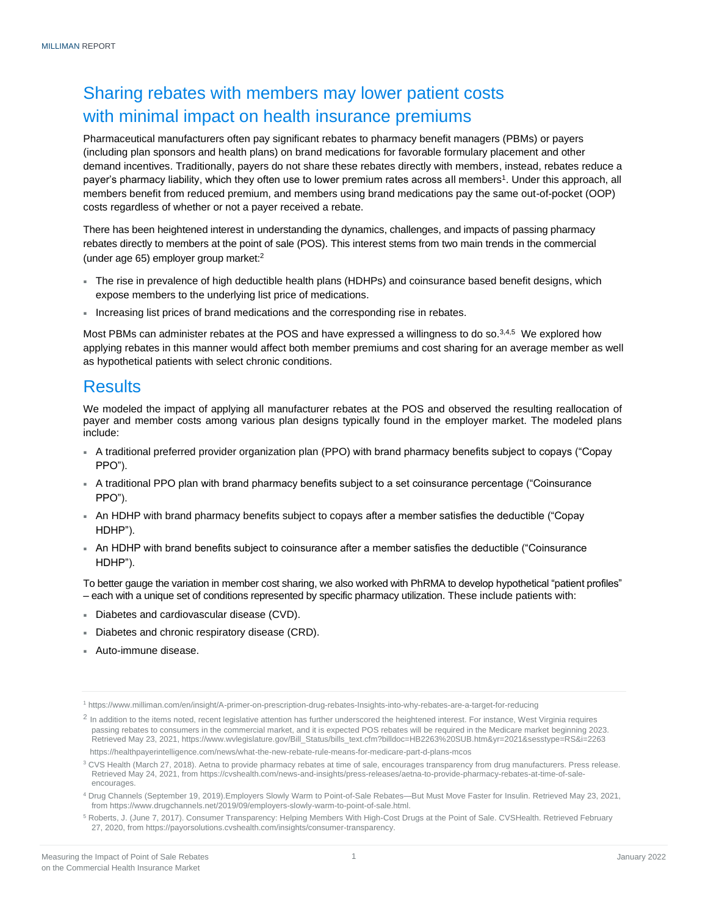# Sharing rebates with members may lower patient costs with minimal impact on health insurance premiums

Pharmaceutical manufacturers often pay significant rebates to pharmacy benefit managers (PBMs) or payers (including plan sponsors and health plans) on brand medications for favorable formulary placement and other demand incentives. Traditionally, payers do not share these rebates directly with members, instead, rebates reduce a payer's pharmacy liability, which they often use to lower premium rates across all members[1]. Under this approach, all members benefit from reduced premium, and members using brand medications pay the same out-of-pocket (OOP) costs regardless of whether or not a payer received a rebate.

There has been heightened interest in understanding the dynamics, challenges, and impacts of passing pharmacy rebates directly to members at the point of sale (POS). This interest stems from two main trends in the commercial (under age 65) employer group market:[2]

- The rise in prevalence of high deductible health plans (HDHPs) and coinsurance based benefit designs, which expose members to the underlying list price of medications.
- Increasing list prices of brand medications and the corresponding rise in rebates.

Most PBMs can administer rebates at the POS and have expressed a willingness to do so.[3,4,5] We explored how applying rebates in this manner would affect both member premiums and cost sharing for an average member as well as hypothetical patients with select chronic conditions.

## Results

We modeled the impact of applying all manufacturer rebates at the POS and observed the resulting reallocation of payer and member costs among various plan designs typically found in the employer market. The modeled plans include:

- A traditional preferred provider organization plan (PPO) with brand pharmacy benefits subject to copays ("Copay PPO").
- A traditional PPO plan with brand pharmacy benefits subject to a set coinsurance percentage ("Coinsurance PPO").
- An HDHP with brand pharmacy benefits subject to copays after a member satisfies the deductible ("Copay HDHP").
- An HDHP with brand benefits subject to coinsurance after a member satisfies the deductible ("Coinsurance HDHP").

To better gauge the variation in member cost sharing, we also worked with PhRMA to develop hypothetical "patient profiles" – each with a unique set of conditions represented by specific pharmacy utilization. These include patients with:

- Diabetes and cardiovascular disease (CVD).
- Diabetes and chronic respiratory disease (CRD).
- Auto-immune disease.

---

[1] https://www.milliman.com/en/insight/A-primer-on-prescription-drug-rebates-Insights-into-why-rebates-are-a-target-for-reducing

[2] In addition to the items noted, recent legislative attention has further underscored the heightened interest. For instance, West Virginia requires passing rebates to consumers in the commercial market, and it is expected POS rebates will be required in the Medicare market beginning 2023. Retrieved May 23, 2021, https://www.wvlegislature.gov/Bill_Status/bills_text.cfm?billdoc=HB2263%20SUB.htm&yr=2021&sesstype=RS&i=2263 https://healthpayerintelligence.com/news/what-the-new-rebate-rule-means-for-medicare-part-d-plans-mcos

[3] CVS Health (March 27, 2018). Aetna to provide pharmacy rebates at time of sale, encourages transparency from drug manufacturers. Press release. Retrieved May 24, 2021, from https://cvshealth.com/news-and-insights/press-releases/aetna-to-provide-pharmacy-rebates-at-time-of-sale-encourages.

[4] Drug Channels (September 19, 2019).Employers Slowly Warm to Point-of-Sale Rebates—But Must Move Faster for Insulin. Retrieved May 23, 2021, from https://www.drugchannels.net/2019/09/employers-slowly-warm-to-point-of-sale.html.

[5] Roberts, J. (June 7, 2017). Consumer Transparency: Helping Members With High-Cost Drugs at the Point of Sale. CVSHealth. Retrieved February 27, 2020, from https://payorsolutions.cvshealth.com/insights/consumer-transparency.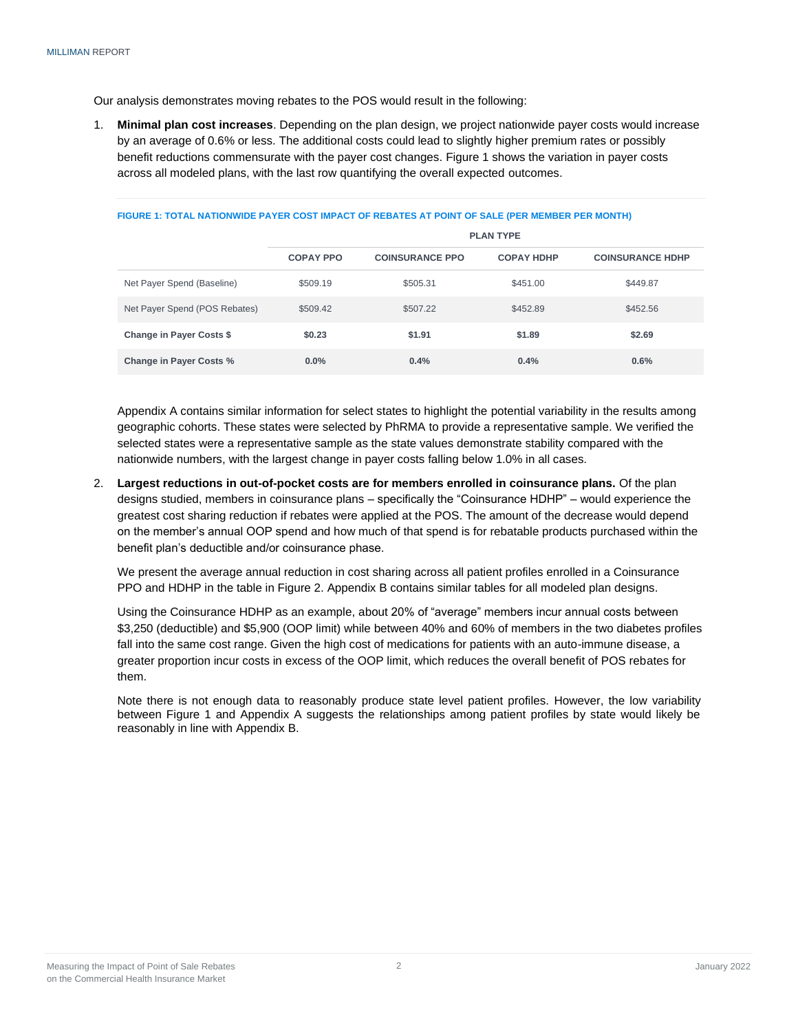Our analysis demonstrates moving rebates to the POS would result in the following:

1. **Minimal plan cost increases**. Depending on the plan design, we project nationwide payer costs would increase by an average of 0.6% or less. The additional costs could lead to slightly higher premium rates or possibly benefit reductions commensurate with the payer cost changes. Figure 1 shows the variation in payer costs across all modeled plans, with the last row quantifying the overall expected outcomes.

FIGURE 1: TOTAL NATIONWIDE PAYER COST IMPACT OF REBATES AT POINT OF SALE (PER MEMBER PER MONTH)

| | PLAN TYPE | | | |
|---|---|---|---|---|
| | COPAY PPO | COINSURANCE PPO | COPAY HDHP | COINSURANCE HDHP |
| Net Payer Spend (Baseline) | $509.19 | $505.31 | $451.00 | $449.87 |
| Net Payer Spend (POS Rebates) | $509.42 | $507.22 | $452.89 | $452.56 |
| **Change in Payer Costs $** | **$0.23** | **$1.91** | **$1.89** | **$2.69** |
| **Change in Payer Costs %** | **0.0%** | **0.4%** | **0.4%** | **0.6%** |

   Appendix A contains similar information for select states to highlight the potential variability in the results among geographic cohorts. These states were selected by PhRMA to provide a representative sample. We verified the selected states were a representative sample as the state values demonstrate stability compared with the nationwide numbers, with the largest change in payer costs falling below 1.0% in all cases.

2. **Largest reductions in out-of-pocket costs are for members enrolled in coinsurance plans.** Of the plan designs studied, members in coinsurance plans – specifically the "Coinsurance HDHP" – would experience the greatest cost sharing reduction if rebates were applied at the POS. The amount of the decrease would depend on the member's annual OOP spend and how much of that spend is for rebatable products purchased within the benefit plan's deductible and/or coinsurance phase.

   We present the average annual reduction in cost sharing across all patient profiles enrolled in a Coinsurance PPO and HDHP in the table in Figure 2. Appendix B contains similar tables for all modeled plan designs.

   Using the Coinsurance HDHP as an example, about 20% of "average" members incur annual costs between $3,250 (deductible) and $5,900 (OOP limit) while between 40% and 60% of members in the two diabetes profiles fall into the same cost range. Given the high cost of medications for patients with an auto-immune disease, a greater proportion incur costs in excess of the OOP limit, which reduces the overall benefit of POS rebates for them.

   Note there is not enough data to reasonably produce state level patient profiles. However, the low variability between Figure 1 and Appendix A suggests the relationships among patient profiles by state would likely be reasonably in line with Appendix B.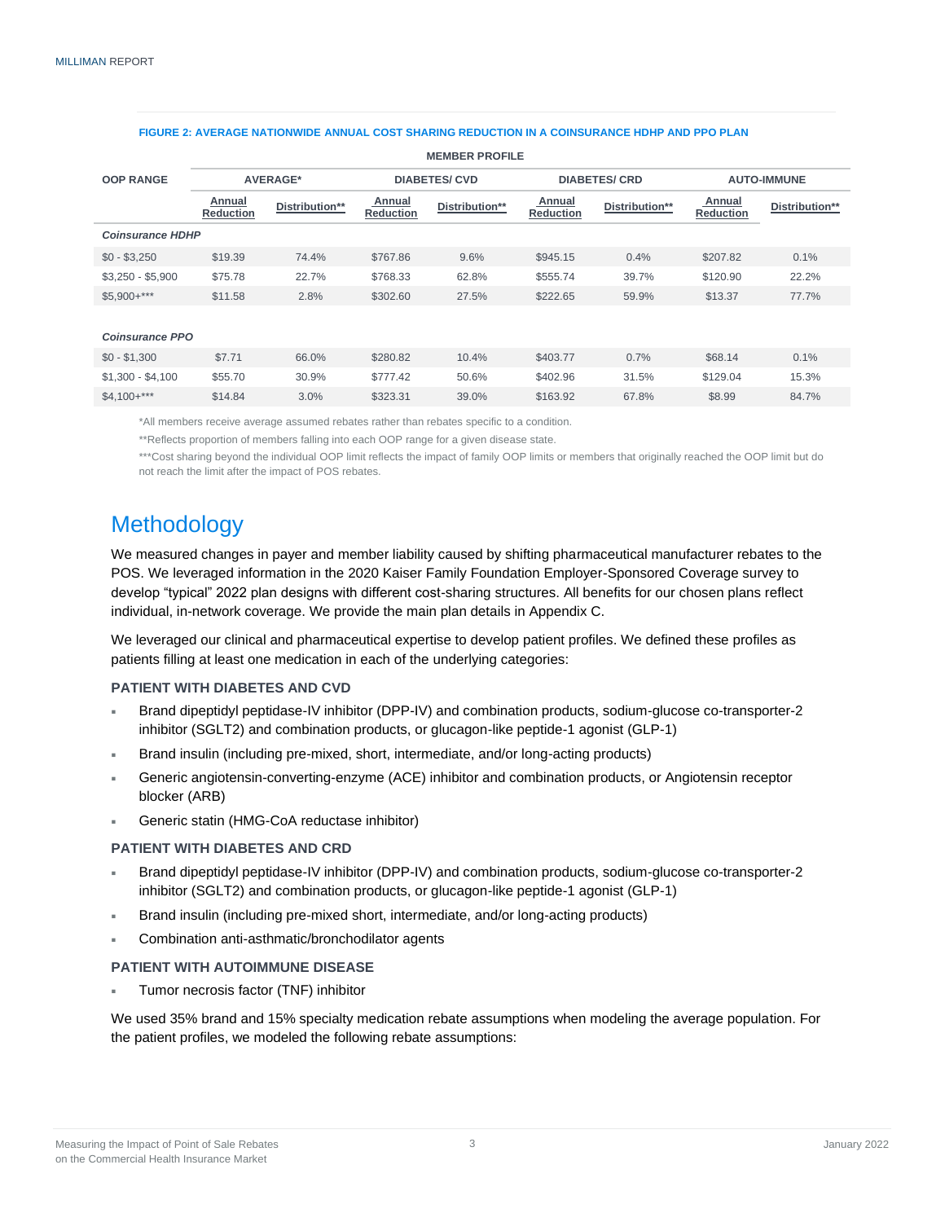**FIGURE 2: AVERAGE NATIONWIDE ANNUAL COST SHARING REDUCTION IN A COINSURANCE HDHP AND PPO PLAN**

| OOP RANGE | MEMBER PROFILE | | | | | | | |
|---|---|---|---|---|---|---|---|---|
| | AVERAGE* | | DIABETES/ CVD | | DIABETES/ CRD | | AUTO-IMMUNE | |
| | Annual Reduction | Distribution** | Annual Reduction | Distribution** | Annual Reduction | Distribution** | Annual Reduction | Distribution** |
| *Coinsurance HDHP* | | | | | | | | |
| $0 - $3,250 | $19.39 | 74.4% | $767.86 | 9.6% | $945.15 | 0.4% | $207.82 | 0.1% |
| $3,250 - $5,900 | $75.78 | 22.7% | $768.33 | 62.8% | $555.74 | 39.7% | $120.90 | 22.2% |
| $5,900+*** | $11.58 | 2.8% | $302.60 | 27.5% | $222.65 | 59.9% | $13.37 | 77.7% |
| *Coinsurance PPO* | | | | | | | | |
| $0 - $1,300 | $7.71 | 66.0% | $280.82 | 10.4% | $403.77 | 0.7% | $68.14 | 0.1% |
| $1,300 - $4,100 | $55.70 | 30.9% | $777.42 | 50.6% | $402.96 | 31.5% | $129.04 | 15.3% |
| $4,100+*** | $14.84 | 3.0% | $323.31 | 39.0% | $163.92 | 67.8% | $8.99 | 84.7% |

*All members receive average assumed rebates rather than rebates specific to a condition.

**Reflects proportion of members falling into each OOP range for a given disease state.

***Cost sharing beyond the individual OOP limit reflects the impact of family OOP limits or members that originally reached the OOP limit but do not reach the limit after the impact of POS rebates.

# Methodology

We measured changes in payer and member liability caused by shifting pharmaceutical manufacturer rebates to the POS. We leveraged information in the 2020 Kaiser Family Foundation Employer-Sponsored Coverage survey to develop "typical" 2022 plan designs with different cost-sharing structures. All benefits for our chosen plans reflect individual, in-network coverage. We provide the main plan details in Appendix C.

We leveraged our clinical and pharmaceutical expertise to develop patient profiles. We defined these profiles as patients filling at least one medication in each of the underlying categories:

### PATIENT WITH DIABETES AND CVD

- Brand dipeptidyl peptidase-IV inhibitor (DPP-IV) and combination products, sodium-glucose co-transporter-2 inhibitor (SGLT2) and combination products, or glucagon-like peptide-1 agonist (GLP-1)
- Brand insulin (including pre-mixed, short, intermediate, and/or long-acting products)
- Generic angiotensin-converting-enzyme (ACE) inhibitor and combination products, or Angiotensin receptor blocker (ARB)
- Generic statin (HMG-CoA reductase inhibitor)

### PATIENT WITH DIABETES AND CRD

- Brand dipeptidyl peptidase-IV inhibitor (DPP-IV) and combination products, sodium-glucose co-transporter-2 inhibitor (SGLT2) and combination products, or glucagon-like peptide-1 agonist (GLP-1)
- Brand insulin (including pre-mixed short, intermediate, and/or long-acting products)
- Combination anti-asthmatic/bronchodilator agents

### PATIENT WITH AUTOIMMUNE DISEASE

- Tumor necrosis factor (TNF) inhibitor

We used 35% brand and 15% specialty medication rebate assumptions when modeling the average population. For the patient profiles, we modeled the following rebate assumptions: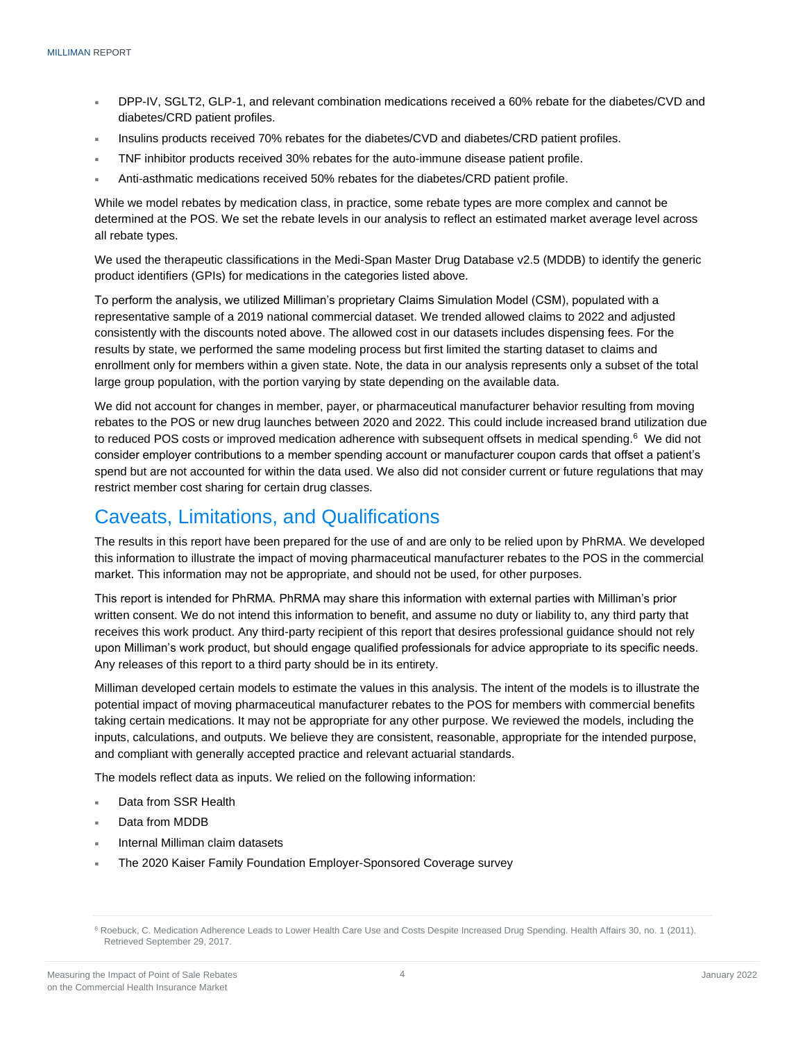- DPP-IV, SGLT2, GLP-1, and relevant combination medications received a 60% rebate for the diabetes/CVD and diabetes/CRD patient profiles.
- Insulins products received 70% rebates for the diabetes/CVD and diabetes/CRD patient profiles.
- TNF inhibitor products received 30% rebates for the auto-immune disease patient profile.
- Anti-asthmatic medications received 50% rebates for the diabetes/CRD patient profile.

While we model rebates by medication class, in practice, some rebate types are more complex and cannot be determined at the POS. We set the rebate levels in our analysis to reflect an estimated market average level across all rebate types.

We used the therapeutic classifications in the Medi-Span Master Drug Database v2.5 (MDDB) to identify the generic product identifiers (GPIs) for medications in the categories listed above.

To perform the analysis, we utilized Milliman's proprietary Claims Simulation Model (CSM), populated with a representative sample of a 2019 national commercial dataset. We trended allowed claims to 2022 and adjusted consistently with the discounts noted above. The allowed cost in our datasets includes dispensing fees. For the results by state, we performed the same modeling process but first limited the starting dataset to claims and enrollment only for members within a given state. Note, the data in our analysis represents only a subset of the total large group population, with the portion varying by state depending on the available data.

We did not account for changes in member, payer, or pharmaceutical manufacturer behavior resulting from moving rebates to the POS or new drug launches between 2020 and 2022. This could include increased brand utilization due to reduced POS costs or improved medication adherence with subsequent offsets in medical spending.[6] We did not consider employer contributions to a member spending account or manufacturer coupon cards that offset a patient's spend but are not accounted for within the data used. We also did not consider current or future regulations that may restrict member cost sharing for certain drug classes.

## Caveats, Limitations, and Qualifications

The results in this report have been prepared for the use of and are only to be relied upon by PhRMA. We developed this information to illustrate the impact of moving pharmaceutical manufacturer rebates to the POS in the commercial market. This information may not be appropriate, and should not be used, for other purposes.

This report is intended for PhRMA. PhRMA may share this information with external parties with Milliman's prior written consent. We do not intend this information to benefit, and assume no duty or liability to, any third party that receives this work product. Any third-party recipient of this report that desires professional guidance should not rely upon Milliman's work product, but should engage qualified professionals for advice appropriate to its specific needs. Any releases of this report to a third party should be in its entirety.

Milliman developed certain models to estimate the values in this analysis. The intent of the models is to illustrate the potential impact of moving pharmaceutical manufacturer rebates to the POS for members with commercial benefits taking certain medications. It may not be appropriate for any other purpose. We reviewed the models, including the inputs, calculations, and outputs. We believe they are consistent, reasonable, appropriate for the intended purpose, and compliant with generally accepted practice and relevant actuarial standards.

The models reflect data as inputs. We relied on the following information:

- Data from SSR Health
- Data from MDDB
- Internal Milliman claim datasets
- The 2020 Kaiser Family Foundation Employer-Sponsored Coverage survey

[6] Roebuck, C. Medication Adherence Leads to Lower Health Care Use and Costs Despite Increased Drug Spending. Health Affairs 30, no. 1 (2011). Retrieved September 29, 2017.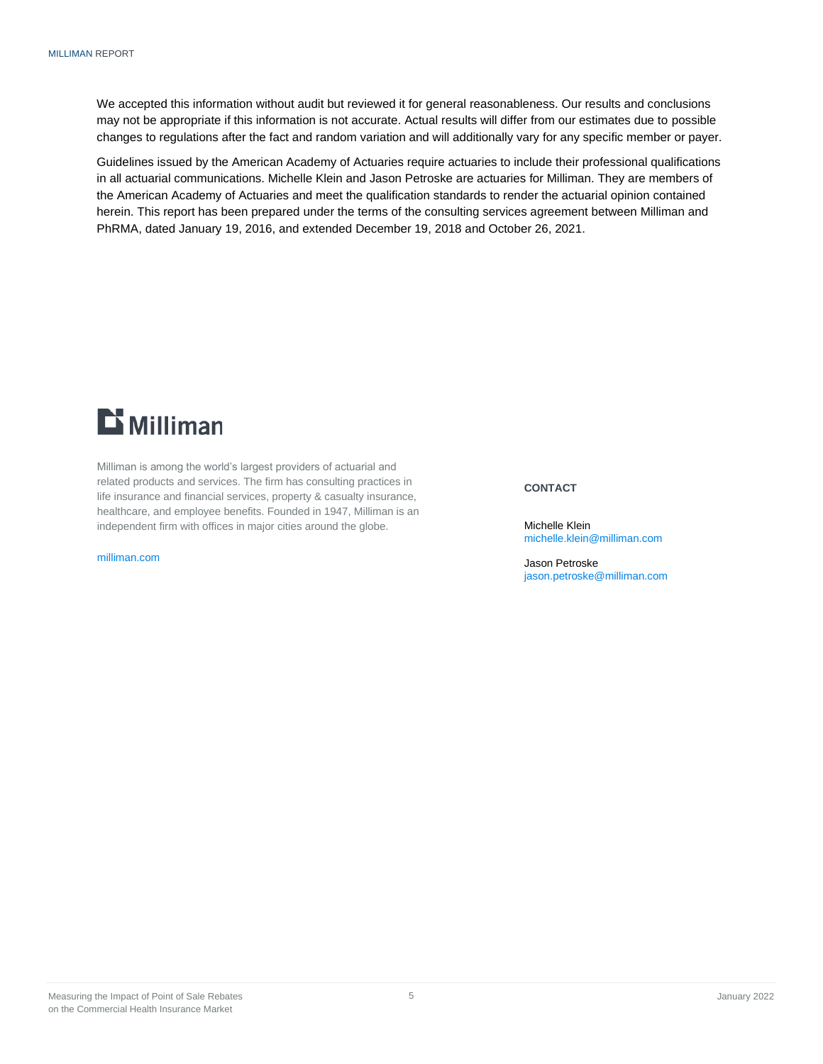We accepted this information without audit but reviewed it for general reasonableness. Our results and conclusions may not be appropriate if this information is not accurate. Actual results will differ from our estimates due to possible changes to regulations after the fact and random variation and will additionally vary for any specific member or payer.

Guidelines issued by the American Academy of Actuaries require actuaries to include their professional qualifications in all actuarial communications. Michelle Klein and Jason Petroske are actuaries for Milliman. They are members of the American Academy of Actuaries and meet the qualification standards to render the actuarial opinion contained herein. This report has been prepared under the terms of the consulting services agreement between Milliman and PhRMA, dated January 19, 2016, and extended December 19, 2018 and October 26, 2021.

Milliman

Milliman is among the world's largest providers of actuarial and related products and services. The firm has consulting practices in life insurance and financial services, property & casualty insurance, healthcare, and employee benefits. Founded in 1947, Milliman is an independent firm with offices in major cities around the globe.

milliman.com

**CONTACT**

Michelle Klein
michelle.klein@milliman.com

Jason Petroske
jason.petroske@milliman.com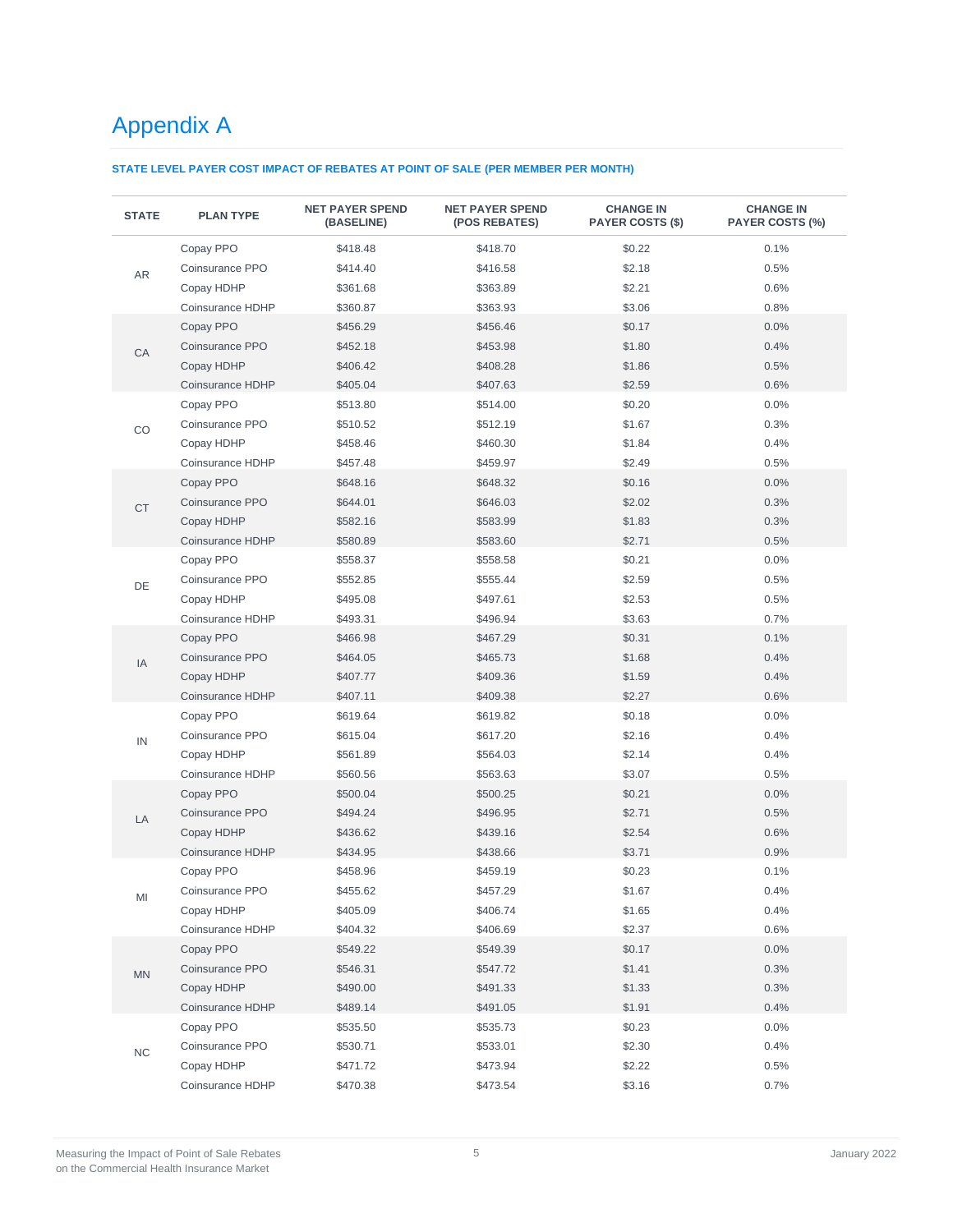# Appendix A

**STATE LEVEL PAYER COST IMPACT OF REBATES AT POINT OF SALE (PER MEMBER PER MONTH)**

| STATE | PLAN TYPE | NET PAYER SPEND (BASELINE) | NET PAYER SPEND (POS REBATES) | CHANGE IN PAYER COSTS ($) | CHANGE IN PAYER COSTS (%) |
|---|---|---|---|---|---|
| AR | Copay PPO | $418.48 | $418.70 | $0.22 | 0.1% |
| | Coinsurance PPO | $414.40 | $416.58 | $2.18 | 0.5% |
| | Copay HDHP | $361.68 | $363.89 | $2.21 | 0.6% |
| | Coinsurance HDHP | $360.87 | $363.93 | $3.06 | 0.8% |
| CA | Copay PPO | $456.29 | $456.46 | $0.17 | 0.0% |
| | Coinsurance PPO | $452.18 | $453.98 | $1.80 | 0.4% |
| | Copay HDHP | $406.42 | $408.28 | $1.86 | 0.5% |
| | Coinsurance HDHP | $405.04 | $407.63 | $2.59 | 0.6% |
| CO | Copay PPO | $513.80 | $514.00 | $0.20 | 0.0% |
| | Coinsurance PPO | $510.52 | $512.19 | $1.67 | 0.3% |
| | Copay HDHP | $458.46 | $460.30 | $1.84 | 0.4% |
| | Coinsurance HDHP | $457.48 | $459.97 | $2.49 | 0.5% |
| CT | Copay PPO | $648.16 | $648.32 | $0.16 | 0.0% |
| | Coinsurance PPO | $644.01 | $646.03 | $2.02 | 0.3% |
| | Copay HDHP | $582.16 | $583.99 | $1.83 | 0.3% |
| | Coinsurance HDHP | $580.89 | $583.60 | $2.71 | 0.5% |
| DE | Copay PPO | $558.37 | $558.58 | $0.21 | 0.0% |
| | Coinsurance PPO | $552.85 | $555.44 | $2.59 | 0.5% |
| | Copay HDHP | $495.08 | $497.61 | $2.53 | 0.5% |
| | Coinsurance HDHP | $493.31 | $496.94 | $3.63 | 0.7% |
| IA | Copay PPO | $466.98 | $467.29 | $0.31 | 0.1% |
| | Coinsurance PPO | $464.05 | $465.73 | $1.68 | 0.4% |
| | Copay HDHP | $407.77 | $409.36 | $1.59 | 0.4% |
| | Coinsurance HDHP | $407.11 | $409.38 | $2.27 | 0.6% |
| IN | Copay PPO | $619.64 | $619.82 | $0.18 | 0.0% |
| | Coinsurance PPO | $615.04 | $617.20 | $2.16 | 0.4% |
| | Copay HDHP | $561.89 | $564.03 | $2.14 | 0.4% |
| | Coinsurance HDHP | $560.56 | $563.63 | $3.07 | 0.5% |
| LA | Copay PPO | $500.04 | $500.25 | $0.21 | 0.0% |
| | Coinsurance PPO | $494.24 | $496.95 | $2.71 | 0.5% |
| | Copay HDHP | $436.62 | $439.16 | $2.54 | 0.6% |
| | Coinsurance HDHP | $434.95 | $438.66 | $3.71 | 0.9% |
| MI | Copay PPO | $458.96 | $459.19 | $0.23 | 0.1% |
| | Coinsurance PPO | $455.62 | $457.29 | $1.67 | 0.4% |
| | Copay HDHP | $405.09 | $406.74 | $1.65 | 0.4% |
| | Coinsurance HDHP | $404.32 | $406.69 | $2.37 | 0.6% |
| MN | Copay PPO | $549.22 | $549.39 | $0.17 | 0.0% |
| | Coinsurance PPO | $546.31 | $547.72 | $1.41 | 0.3% |
| | Copay HDHP | $490.00 | $491.33 | $1.33 | 0.3% |
| | Coinsurance HDHP | $489.14 | $491.05 | $1.91 | 0.4% |
| NC | Copay PPO | $535.50 | $535.73 | $0.23 | 0.0% |
| | Coinsurance PPO | $530.71 | $533.01 | $2.30 | 0.4% |
| | Copay HDHP | $471.72 | $473.94 | $2.22 | 0.5% |
| | Coinsurance HDHP | $470.38 | $473.54 | $3.16 | 0.7% |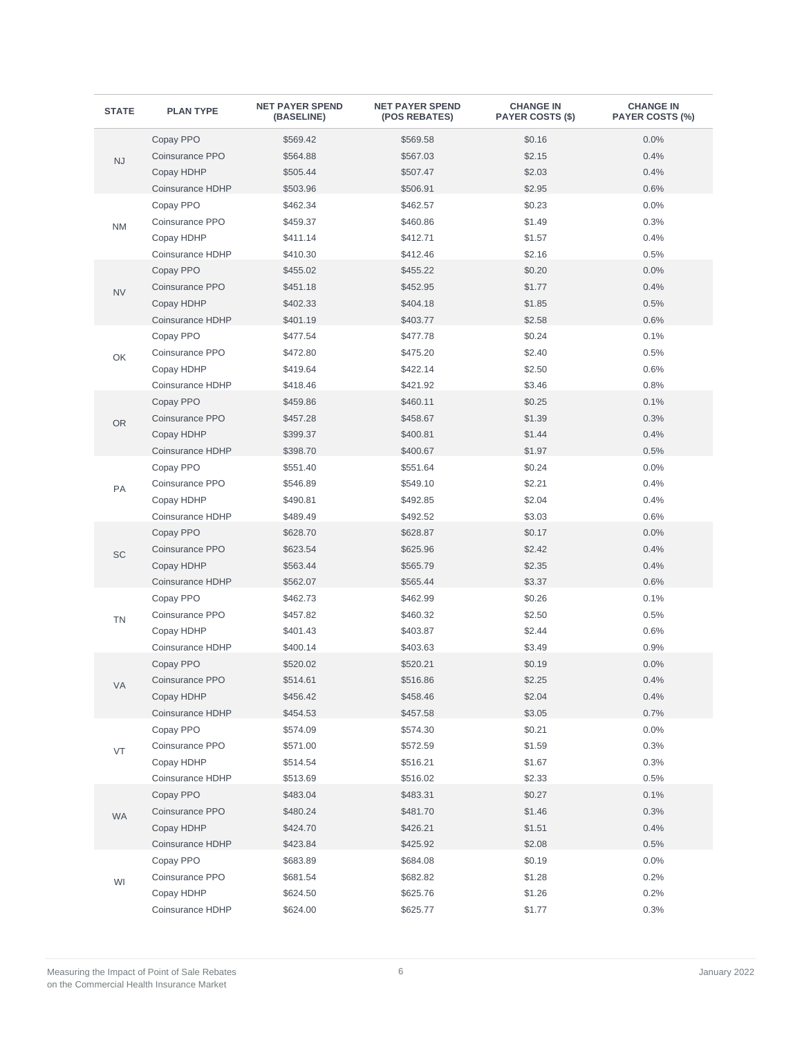| STATE | PLAN TYPE | NET PAYER SPEND (BASELINE) | NET PAYER SPEND (POS REBATES) | CHANGE IN PAYER COSTS ($) | CHANGE IN PAYER COSTS (%) |
|---|---|---|---|---|---|
| NJ | Copay PPO | $569.42 | $569.58 | $0.16 | 0.0% |
| | Coinsurance PPO | $564.88 | $567.03 | $2.15 | 0.4% |
| | Copay HDHP | $505.44 | $507.47 | $2.03 | 0.4% |
| | Coinsurance HDHP | $503.96 | $506.91 | $2.95 | 0.6% |
| NM | Copay PPO | $462.34 | $462.57 | $0.23 | 0.0% |
| | Coinsurance PPO | $459.37 | $460.86 | $1.49 | 0.3% |
| | Copay HDHP | $411.14 | $412.71 | $1.57 | 0.4% |
| | Coinsurance HDHP | $410.30 | $412.46 | $2.16 | 0.5% |
| NV | Copay PPO | $455.02 | $455.22 | $0.20 | 0.0% |
| | Coinsurance PPO | $451.18 | $452.95 | $1.77 | 0.4% |
| | Copay HDHP | $402.33 | $404.18 | $1.85 | 0.5% |
| | Coinsurance HDHP | $401.19 | $403.77 | $2.58 | 0.6% |
| OK | Copay PPO | $477.54 | $477.78 | $0.24 | 0.1% |
| | Coinsurance PPO | $472.80 | $475.20 | $2.40 | 0.5% |
| | Copay HDHP | $419.64 | $422.14 | $2.50 | 0.6% |
| | Coinsurance HDHP | $418.46 | $421.92 | $3.46 | 0.8% |
| OR | Copay PPO | $459.86 | $460.11 | $0.25 | 0.1% |
| | Coinsurance PPO | $457.28 | $458.67 | $1.39 | 0.3% |
| | Copay HDHP | $399.37 | $400.81 | $1.44 | 0.4% |
| | Coinsurance HDHP | $398.70 | $400.67 | $1.97 | 0.5% |
| PA | Copay PPO | $551.40 | $551.64 | $0.24 | 0.0% |
| | Coinsurance PPO | $546.89 | $549.10 | $2.21 | 0.4% |
| | Copay HDHP | $490.81 | $492.85 | $2.04 | 0.4% |
| | Coinsurance HDHP | $489.49 | $492.52 | $3.03 | 0.6% |
| SC | Copay PPO | $628.70 | $628.87 | $0.17 | 0.0% |
| | Coinsurance PPO | $623.54 | $625.96 | $2.42 | 0.4% |
| | Copay HDHP | $563.44 | $565.79 | $2.35 | 0.4% |
| | Coinsurance HDHP | $562.07 | $565.44 | $3.37 | 0.6% |
| TN | Copay PPO | $462.73 | $462.99 | $0.26 | 0.1% |
| | Coinsurance PPO | $457.82 | $460.32 | $2.50 | 0.5% |
| | Copay HDHP | $401.43 | $403.87 | $2.44 | 0.6% |
| | Coinsurance HDHP | $400.14 | $403.63 | $3.49 | 0.9% |
| VA | Copay PPO | $520.02 | $520.21 | $0.19 | 0.0% |
| | Coinsurance PPO | $514.61 | $516.86 | $2.25 | 0.4% |
| | Copay HDHP | $456.42 | $458.46 | $2.04 | 0.4% |
| | Coinsurance HDHP | $454.53 | $457.58 | $3.05 | 0.7% |
| VT | Copay PPO | $574.09 | $574.30 | $0.21 | 0.0% |
| | Coinsurance PPO | $571.00 | $572.59 | $1.59 | 0.3% |
| | Copay HDHP | $514.54 | $516.21 | $1.67 | 0.3% |
| | Coinsurance HDHP | $513.69 | $516.02 | $2.33 | 0.5% |
| WA | Copay PPO | $483.04 | $483.31 | $0.27 | 0.1% |
| | Coinsurance PPO | $480.24 | $481.70 | $1.46 | 0.3% |
| | Copay HDHP | $424.70 | $426.21 | $1.51 | 0.4% |
| | Coinsurance HDHP | $423.84 | $425.92 | $2.08 | 0.5% |
| WI | Copay PPO | $683.89 | $684.08 | $0.19 | 0.0% |
| | Coinsurance PPO | $681.54 | $682.82 | $1.28 | 0.2% |
| | Copay HDHP | $624.50 | $625.76 | $1.26 | 0.2% |
| | Coinsurance HDHP | $624.00 | $625.77 | $1.77 | 0.3% |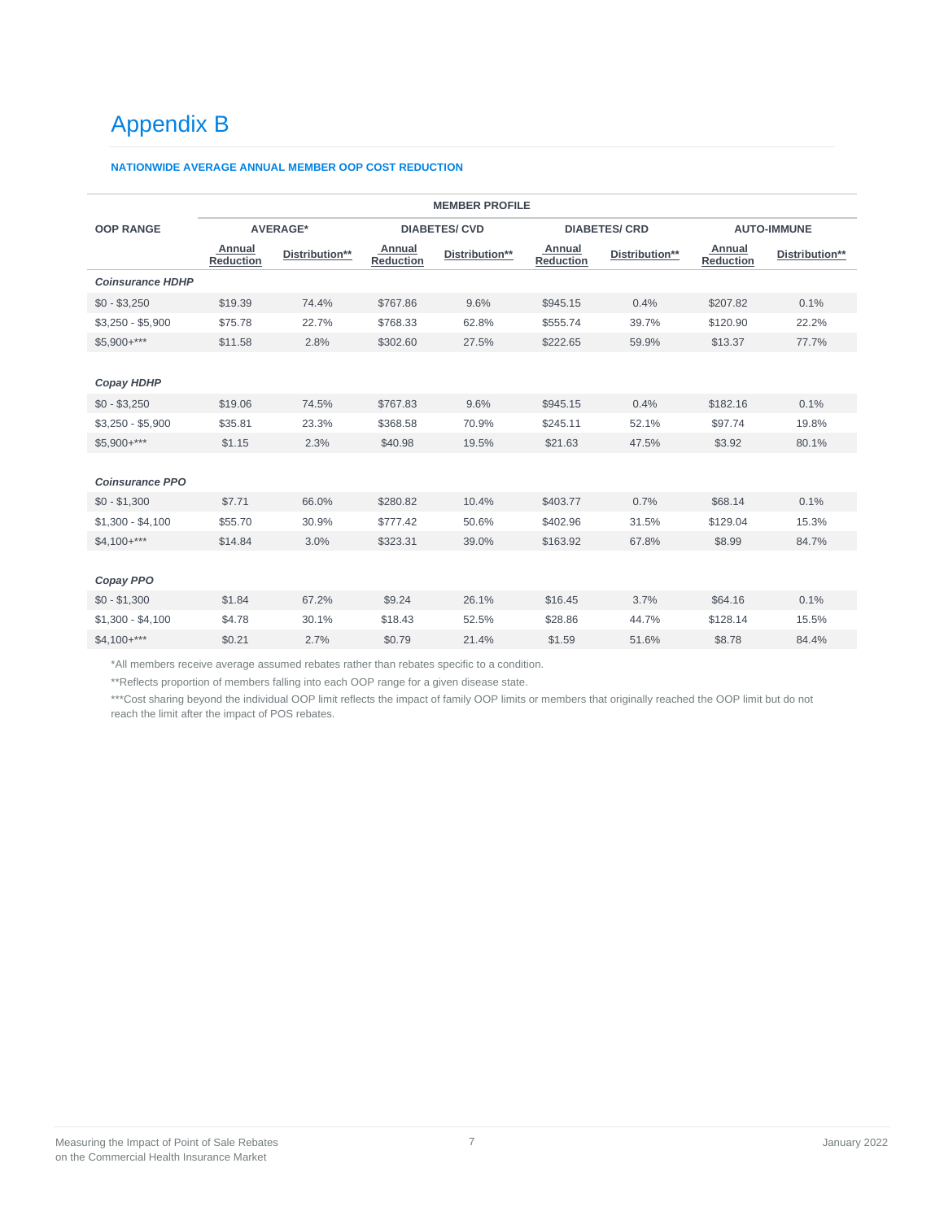# Appendix B

**NATIONWIDE AVERAGE ANNUAL MEMBER OOP COST REDUCTION**

| OOP RANGE | MEMBER PROFILE | | | | | | | |
|---|---|---|---|---|---|---|---|---|
| | AVERAGE* | | DIABETES/ CVD | | DIABETES/ CRD | | AUTO-IMMUNE | |
| | Annual Reduction | Distribution** | Annual Reduction | Distribution** | Annual Reduction | Distribution** | Annual Reduction | Distribution** |
| ***Coinsurance HDHP*** | | | | | | | | |
| $0 - $3,250 | $19.39 | 74.4% | $767.86 | 9.6% | $945.15 | 0.4% | $207.82 | 0.1% |
| $3,250 - $5,900 | $75.78 | 22.7% | $768.33 | 62.8% | $555.74 | 39.7% | $120.90 | 22.2% |
| $5,900+*** | $11.58 | 2.8% | $302.60 | 27.5% | $222.65 | 59.9% | $13.37 | 77.7% |
| ***Copay HDHP*** | | | | | | | | |
| $0 - $3,250 | $19.06 | 74.5% | $767.83 | 9.6% | $945.15 | 0.4% | $182.16 | 0.1% |
| $3,250 - $5,900 | $35.81 | 23.3% | $368.58 | 70.9% | $245.11 | 52.1% | $97.74 | 19.8% |
| $5,900+*** | $1.15 | 2.3% | $40.98 | 19.5% | $21.63 | 47.5% | $3.92 | 80.1% |
| ***Coinsurance PPO*** | | | | | | | | |
| $0 - $1,300 | $7.71 | 66.0% | $280.82 | 10.4% | $403.77 | 0.7% | $68.14 | 0.1% |
| $1,300 - $4,100 | $55.70 | 30.9% | $777.42 | 50.6% | $402.96 | 31.5% | $129.04 | 15.3% |
| $4,100+*** | $14.84 | 3.0% | $323.31 | 39.0% | $163.92 | 67.8% | $8.99 | 84.7% |
| ***Copay PPO*** | | | | | | | | |
| $0 - $1,300 | $1.84 | 67.2% | $9.24 | 26.1% | $16.45 | 3.7% | $64.16 | 0.1% |
| $1,300 - $4,100 | $4.78 | 30.1% | $18.43 | 52.5% | $28.86 | 44.7% | $128.14 | 15.5% |
| $4,100+*** | $0.21 | 2.7% | $0.79 | 21.4% | $1.59 | 51.6% | $8.78 | 84.4% |

*All members receive average assumed rebates rather than rebates specific to a condition.

**Reflects proportion of members falling into each OOP range for a given disease state.

***Cost sharing beyond the individual OOP limit reflects the impact of family OOP limits or members that originally reached the OOP limit but do not reach the limit after the impact of POS rebates.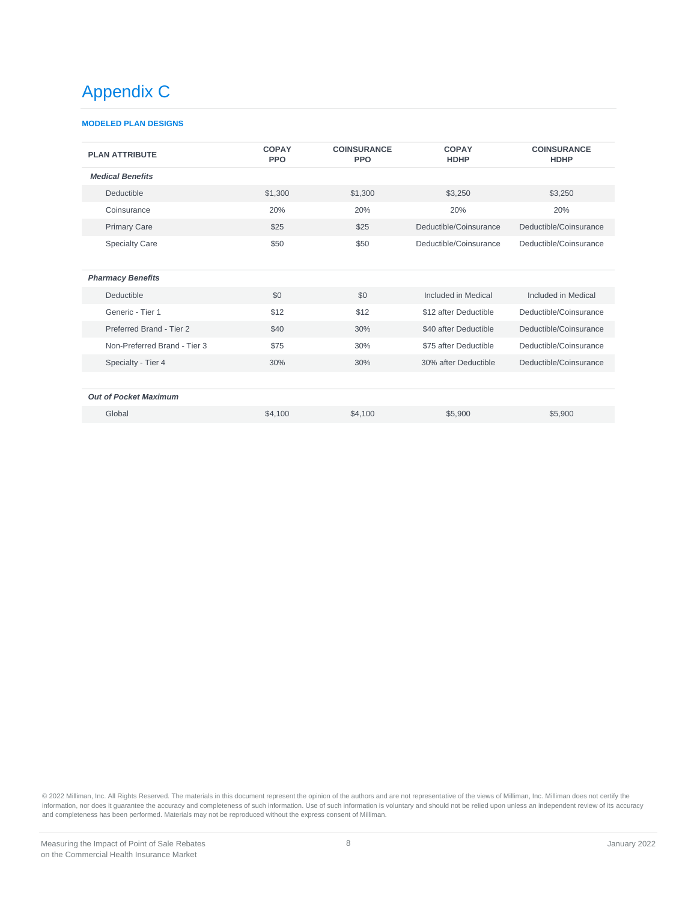# Appendix C

**MODELED PLAN DESIGNS**

| PLAN ATTRIBUTE | COPAY PPO | COINSURANCE PPO | COPAY HDHP | COINSURANCE HDHP |
|---|---|---|---|---|
| ***Medical Benefits*** | | | | |
| Deductible | $1,300 | $1,300 | $3,250 | $3,250 |
| Coinsurance | 20% | 20% | 20% | 20% |
| Primary Care | $25 | $25 | Deductible/Coinsurance | Deductible/Coinsurance |
| Specialty Care | $50 | $50 | Deductible/Coinsurance | Deductible/Coinsurance |
| ***Pharmacy Benefits*** | | | | |
| Deductible | $0 | $0 | Included in Medical | Included in Medical |
| Generic - Tier 1 | $12 | $12 | $12 after Deductible | Deductible/Coinsurance |
| Preferred Brand - Tier 2 | $40 | 30% | $40 after Deductible | Deductible/Coinsurance |
| Non-Preferred Brand - Tier 3 | $75 | 30% | $75 after Deductible | Deductible/Coinsurance |
| Specialty - Tier 4 | 30% | 30% | 30% after Deductible | Deductible/Coinsurance |
| ***Out of Pocket Maximum*** | | | | |
| Global | $4,100 | $4,100 | $5,900 | $5,900 |

© 2022 Milliman, Inc. All Rights Reserved. The materials in this document represent the opinion of the authors and are not representative of the views of Milliman, Inc. Milliman does not certify the information, nor does it guarantee the accuracy and completeness of such information. Use of such information is voluntary and should not be relied upon unless an independent review of its accuracy and completeness has been performed. Materials may not be reproduced without the express consent of Milliman.